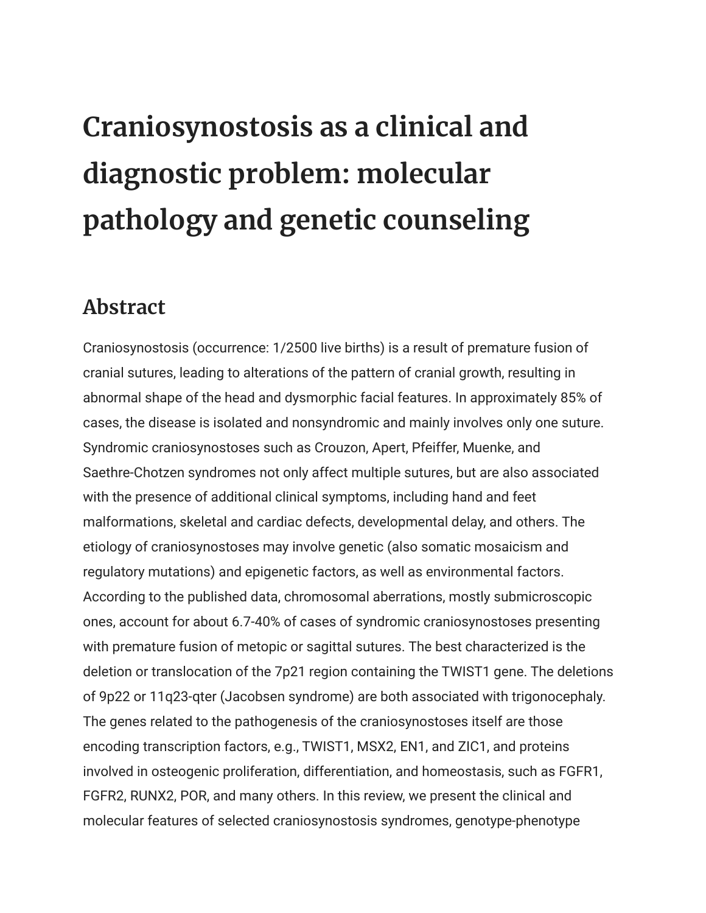# Craniosynostosis as a clinical and diagnostic problem: molecular pathology and genetic counseling

## Abstract

Craniosynostosis (occurrence: 1/2500 live births) is a result of premature fusion of cranial sutures, leading to alterations of the pattern of cranial growth, resulting in abnormal shape of the head and dysmorphic facial features. In approximately 85% of cases, the disease is isolated and nonsyndromic and mainly involves only one suture. Syndromic craniosynostoses such as Crouzon, Apert, Pfeiffer, Muenke, and Saethre-Chotzen syndromes not only affect multiple sutures, but are also associated with the presence of additional clinical symptoms, including hand and feet malformations, skeletal and cardiac defects, developmental delay, and others. The etiology of craniosynostoses may involve genetic (also somatic mosaicism and regulatory mutations) and epigenetic factors, as well as environmental factors. According to the published data, chromosomal aberrations, mostly submicroscopic ones, account for about 6.7-40% of cases of syndromic craniosynostoses presenting with premature fusion of metopic or sagittal sutures. The best characterized is the deletion or translocation of the 7p21 region containing the TWIST1 gene. The deletions of 9p22 or 11q23-qter (Jacobsen syndrome) are both associated with trigonocephaly. The genes related to the pathogenesis of the craniosynostoses itself are those encoding transcription factors, e.g., TWIST1, MSX2, EN1, and ZIC1, and proteins involved in osteogenic proliferation, differentiation, and homeostasis, such as FGFR1, FGFR2, RUNX2, POR, and many others. In this review, we present the clinical and molecular features of selected craniosynostosis syndromes, genotype-phenotype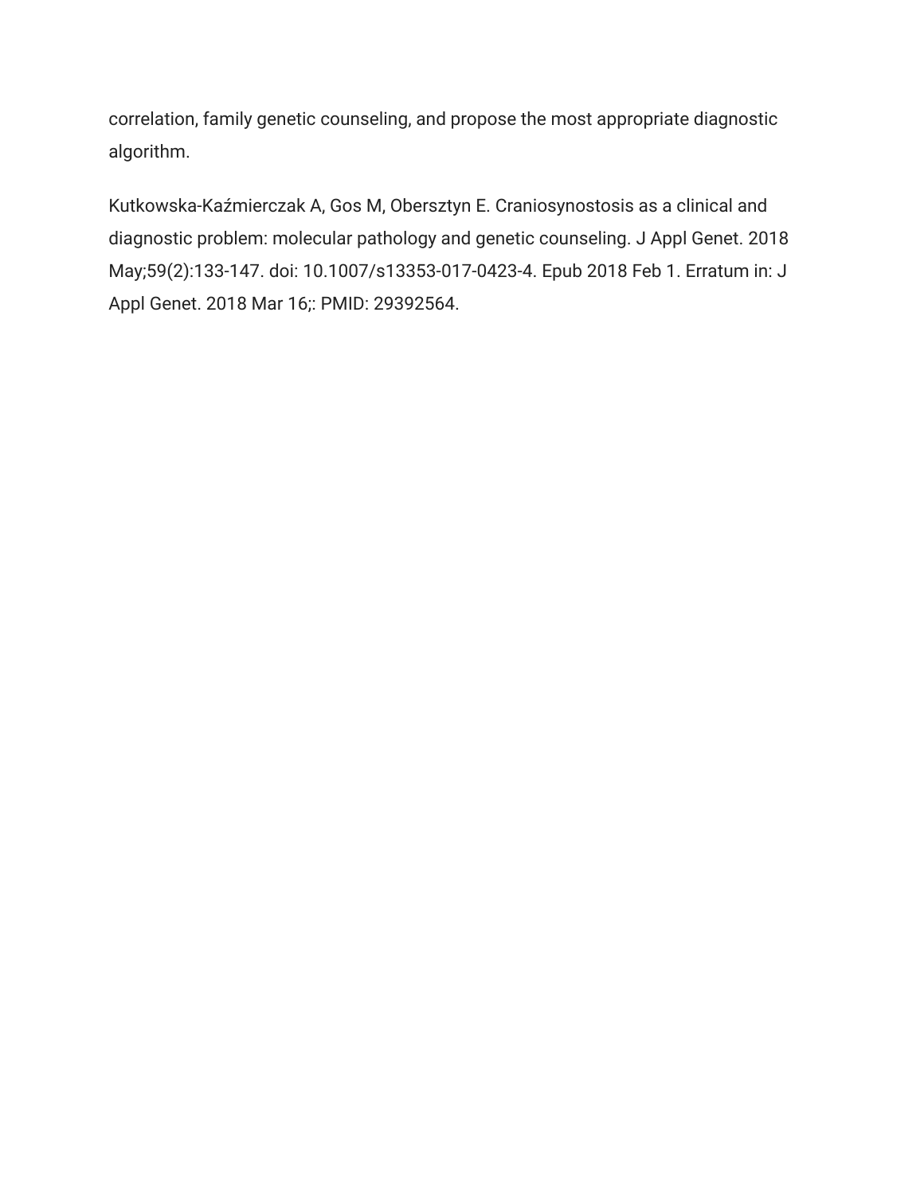correlation, family genetic counseling, and propose the most appropriate diagnostic algorithm.

Kutkowska-Kaźmierczak A, Gos M, Obersztyn E. Craniosynostosis as a clinical and diagnostic problem: molecular pathology and genetic counseling. J Appl Genet. 2018 May;59(2):133-147. doi: 10.1007/s13353-017-0423-4. Epub 2018 Feb 1. Erratum in: J Appl Genet. 2018 Mar 16;: PMID: 29392564.